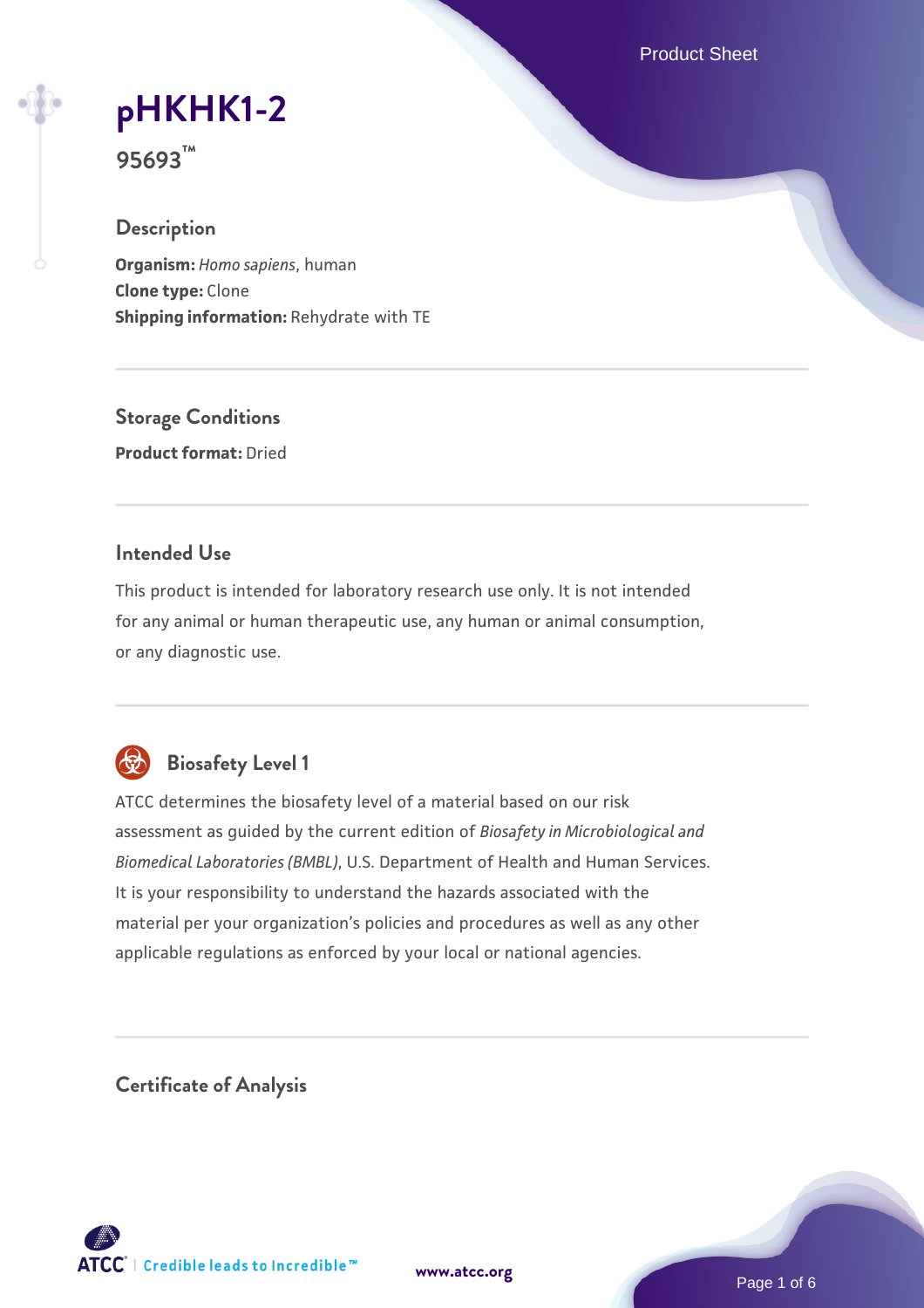# pHKHK1-2

**95693™**

## Description

**Organism:** *Homo sapiens*, human
**Clone type:** Clone
**Shipping information:** Rehydrate with TE

## Storage Conditions

**Product format:** Dried

## Intended Use

This product is intended for laboratory research use only. It is not intended for any animal or human therapeutic use, any human or animal consumption, or any diagnostic use.

## Biosafety Level 1

ATCC determines the biosafety level of a material based on our risk assessment as guided by the current edition of *Biosafety in Microbiological and Biomedical Laboratories (BMBL)*, U.S. Department of Health and Human Services. It is your responsibility to understand the hazards associated with the material per your organization's policies and procedures as well as any other applicable regulations as enforced by your local or national agencies.

## Certificate of Analysis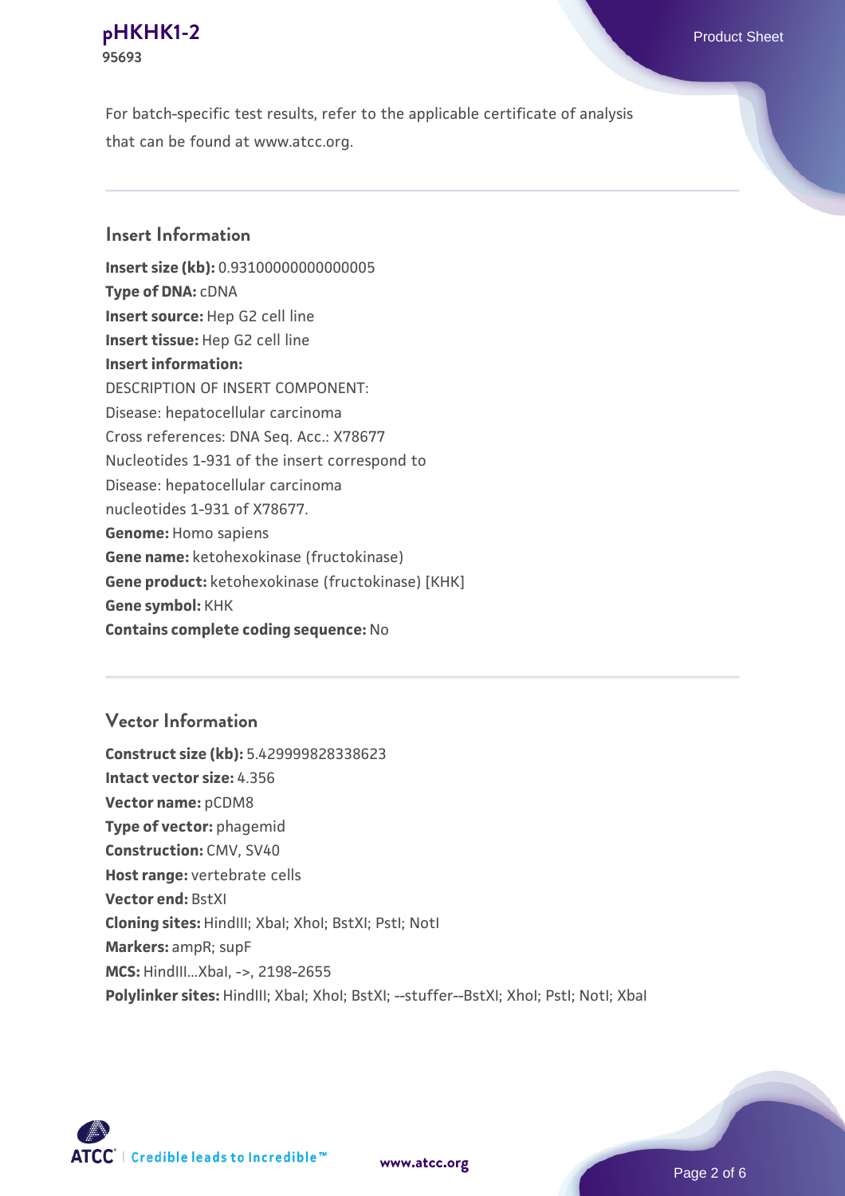For batch-specific test results, refer to the applicable certificate of analysis that can be found at www.atcc.org.

## Insert Information

**Insert size (kb):** 0.9310000000000005
**Type of DNA:** cDNA
**Insert source:** Hep G2 cell line
**Insert tissue:** Hep G2 cell line
**Insert information:**
DESCRIPTION OF INSERT COMPONENT:
Disease: hepatocellular carcinoma
Cross references: DNA Seq. Acc.: X78677
Nucleotides 1-931 of the insert correspond to
Disease: hepatocellular carcinoma
nucleotides 1-931 of X78677.
**Genome:** Homo sapiens
**Gene name:** ketohexokinase (fructokinase)
**Gene product:** ketohexokinase (fructokinase) [KHK]
**Gene symbol:** KHK
**Contains complete coding sequence:** No

## Vector Information

**Construct size (kb):** 5.429999828338623
**Intact vector size:** 4.356
**Vector name:** pCDM8
**Type of vector:** phagemid
**Construction:** CMV, SV40
**Host range:** vertebrate cells
**Vector end:** BstXI
**Cloning sites:** HindIII; XbaI; XhoI; BstXI; PstI; NotI
**Markers:** ampR; supF
**MCS:** HindIII...XbaI, ->, 2198-2655
**Polylinker sites:** HindIII; XbaI; XhoI; BstXI; --stuffer--BstXI; XhoI; PstI; NotI; XbaI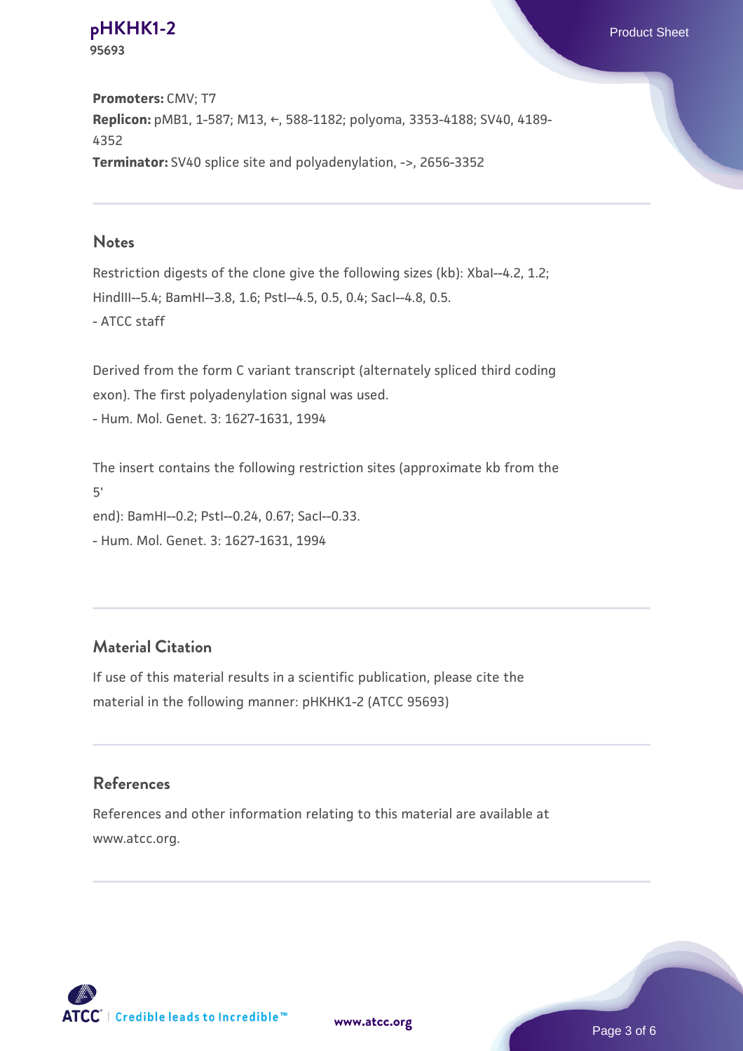**Promoters:** CMV; T7

**Replicon:** pMB1, 1-587; M13, ←, 588-1182; polyoma, 3353-4188; SV40, 4189-4352

**Terminator:** SV40 splice site and polyadenylation, ->, 2656-3352

## Notes

Restriction digests of the clone give the following sizes (kb): XbaI--4.2, 1.2; HindIII--5.4; BamHI--3.8, 1.6; PstI--4.5, 0.5, 0.4; SacI--4.8, 0.5.
- ATCC staff

Derived from the form C variant transcript (alternately spliced third coding exon). The first polyadenylation signal was used.
- Hum. Mol. Genet. 3: 1627-1631, 1994

The insert contains the following restriction sites (approximate kb from the 5'
end): BamHI--0.2; PstI--0.24, 0.67; SacI--0.33.
- Hum. Mol. Genet. 3: 1627-1631, 1994

## Material Citation

If use of this material results in a scientific publication, please cite the material in the following manner: pHKHK1-2 (ATCC 95693)

## References

References and other information relating to this material are available at www.atcc.org.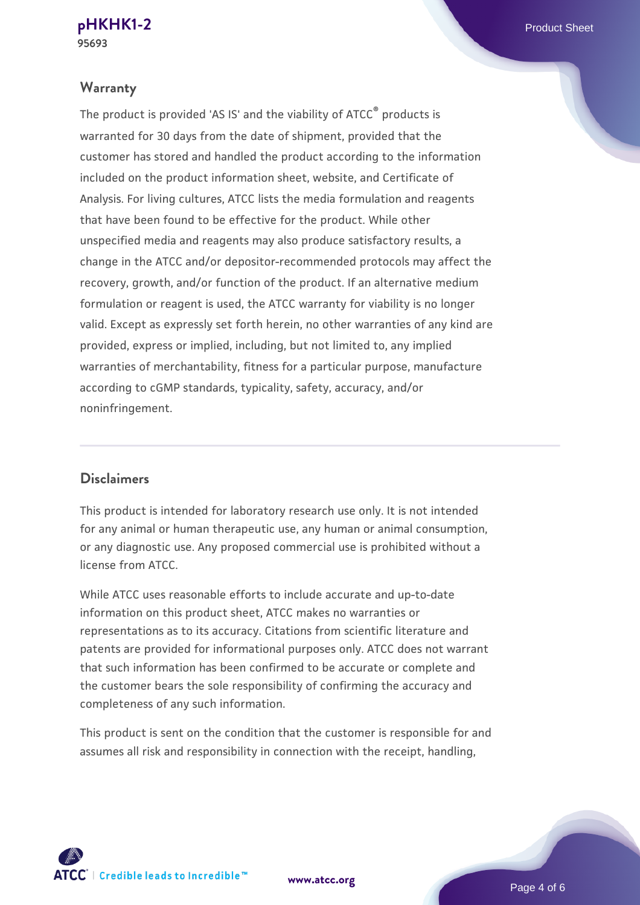## Warranty

The product is provided 'AS IS' and the viability of ATCC® products is warranted for 30 days from the date of shipment, provided that the customer has stored and handled the product according to the information included on the product information sheet, website, and Certificate of Analysis. For living cultures, ATCC lists the media formulation and reagents that have been found to be effective for the product. While other unspecified media and reagents may also produce satisfactory results, a change in the ATCC and/or depositor-recommended protocols may affect the recovery, growth, and/or function of the product. If an alternative medium formulation or reagent is used, the ATCC warranty for viability is no longer valid. Except as expressly set forth herein, no other warranties of any kind are provided, express or implied, including, but not limited to, any implied warranties of merchantability, fitness for a particular purpose, manufacture according to cGMP standards, typicality, safety, accuracy, and/or noninfringement.

## Disclaimers

This product is intended for laboratory research use only. It is not intended for any animal or human therapeutic use, any human or animal consumption, or any diagnostic use. Any proposed commercial use is prohibited without a license from ATCC.

While ATCC uses reasonable efforts to include accurate and up-to-date information on this product sheet, ATCC makes no warranties or representations as to its accuracy. Citations from scientific literature and patents are provided for informational purposes only. ATCC does not warrant that such information has been confirmed to be accurate or complete and the customer bears the sole responsibility of confirming the accuracy and completeness of any such information.

This product is sent on the condition that the customer is responsible for and assumes all risk and responsibility in connection with the receipt, handling,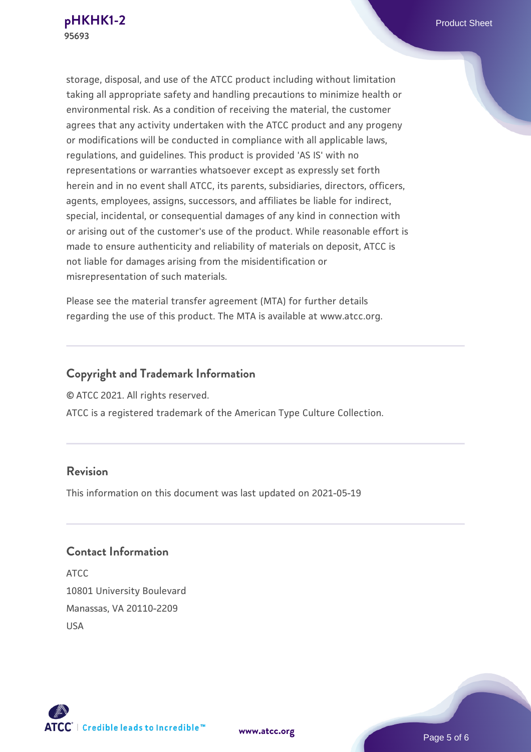storage, disposal, and use of the ATCC product including without limitation taking all appropriate safety and handling precautions to minimize health or environmental risk. As a condition of receiving the material, the customer agrees that any activity undertaken with the ATCC product and any progeny or modifications will be conducted in compliance with all applicable laws, regulations, and guidelines. This product is provided 'AS IS' with no representations or warranties whatsoever except as expressly set forth herein and in no event shall ATCC, its parents, subsidiaries, directors, officers, agents, employees, assigns, successors, and affiliates be liable for indirect, special, incidental, or consequential damages of any kind in connection with or arising out of the customer's use of the product. While reasonable effort is made to ensure authenticity and reliability of materials on deposit, ATCC is not liable for damages arising from the misidentification or misrepresentation of such materials.

Please see the material transfer agreement (MTA) for further details regarding the use of this product. The MTA is available at www.atcc.org.

## Copyright and Trademark Information

© ATCC 2021. All rights reserved.

ATCC is a registered trademark of the American Type Culture Collection.

## Revision

This information on this document was last updated on 2021-05-19

## Contact Information

ATCC
10801 University Boulevard
Manassas, VA 20110-2209
USA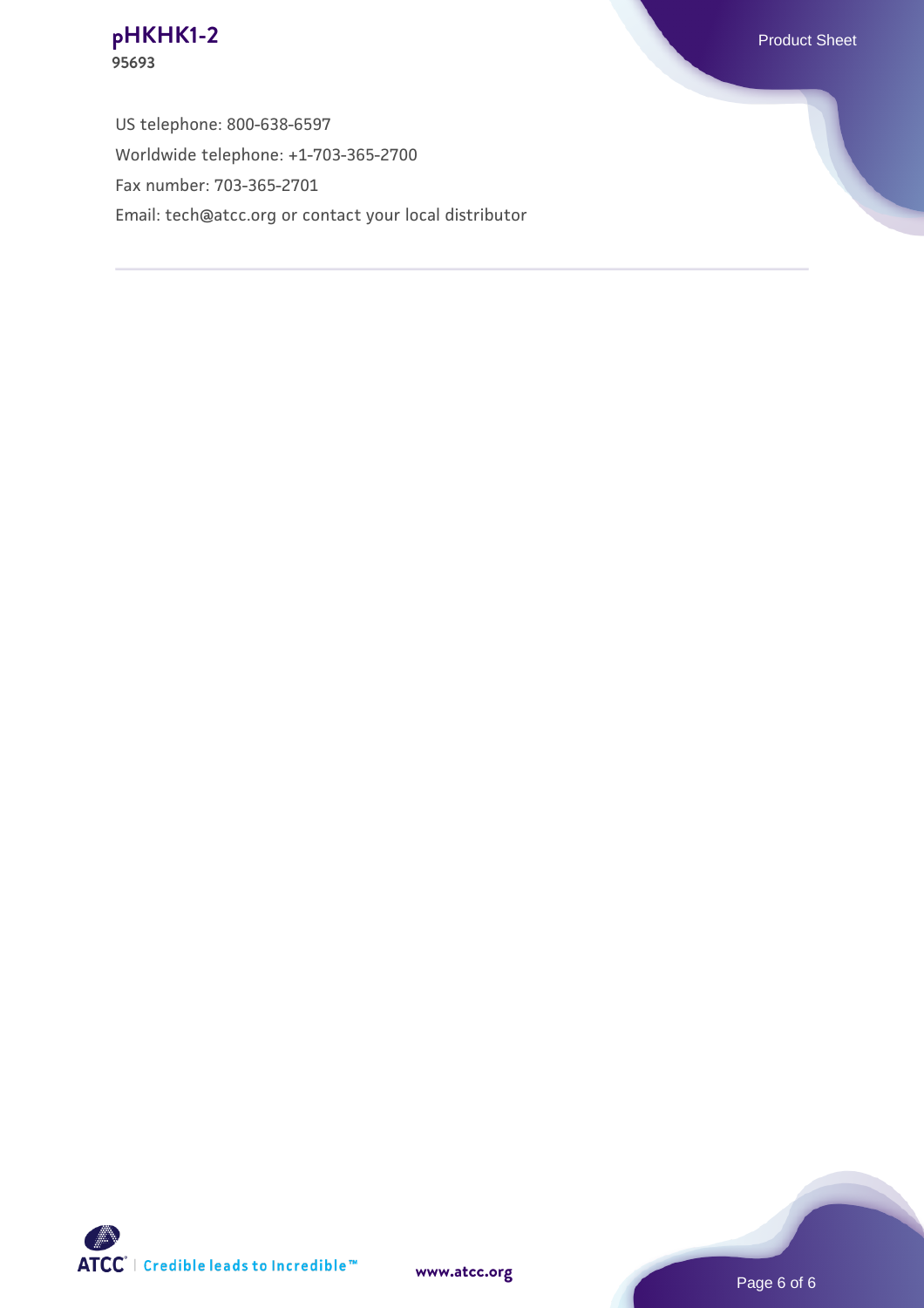US telephone: 800-638-6597

Worldwide telephone: +1-703-365-2700

Fax number: 703-365-2701

Email: tech@atcc.org or contact your local distributor